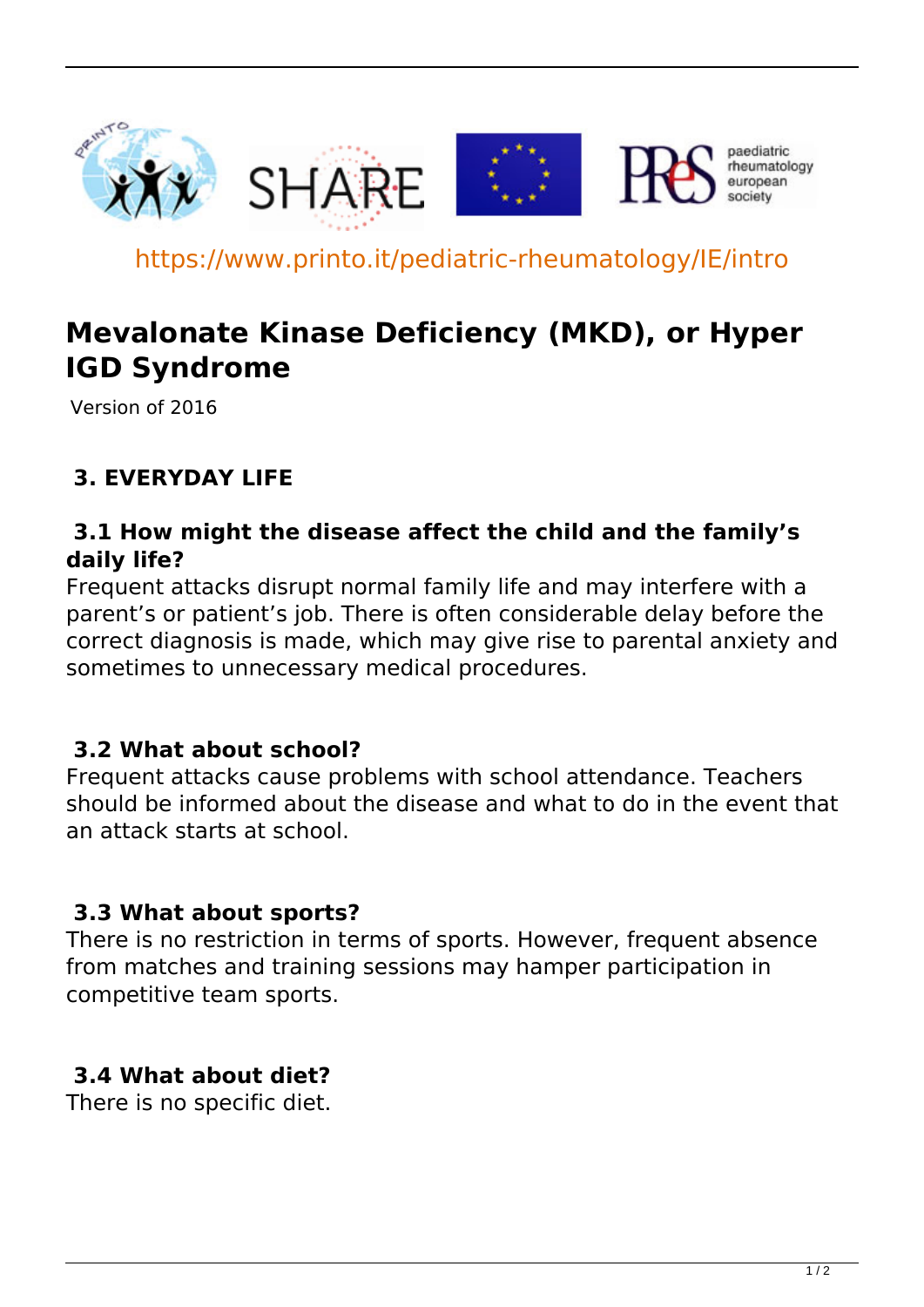https://www.printo.it/pediatric-rheumatology/IE/intro

# Mevalonate Kinase Deficiency (MKD), or Hyper IGD Syndrome

Version of 2016

## 3. EVERYDAY LIFE

### 3.1 How might the disease affect the child and the family's daily life?

Frequent attacks disrupt normal family life and may interfere with a parent's or patient's job. There is often considerable delay before the correct diagnosis is made, which may give rise to parental anxiety and sometimes to unnecessary medical procedures.

### 3.2 What about school?

Frequent attacks cause problems with school attendance. Teachers should be informed about the disease and what to do in the event that an attack starts at school.

### 3.3 What about sports?

There is no restriction in terms of sports. However, frequent absence from matches and training sessions may hamper participation in competitive team sports.

### 3.4 What about diet?

There is no specific diet.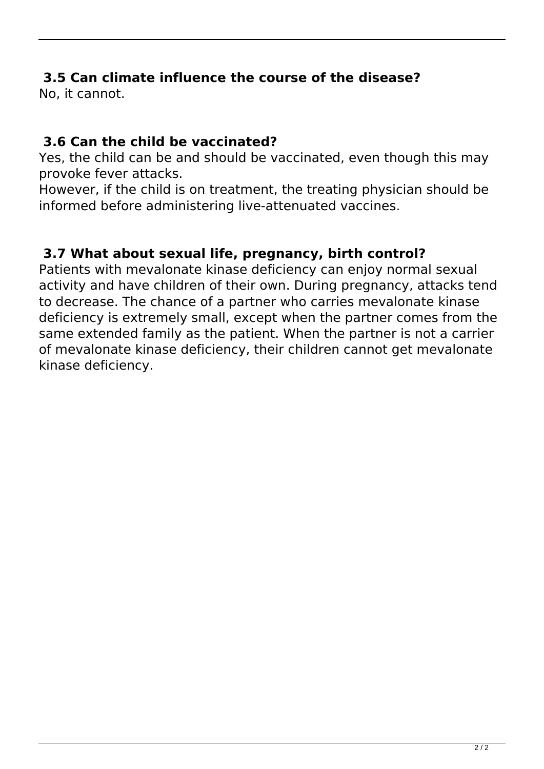### 3.5 Can climate influence the course of the disease?

No, it cannot.

### 3.6 Can the child be vaccinated?

Yes, the child can be and should be vaccinated, even though this may provoke fever attacks.

However, if the child is on treatment, the treating physician should be informed before administering live-attenuated vaccines.

### 3.7 What about sexual life, pregnancy, birth control?

Patients with mevalonate kinase deficiency can enjoy normal sexual activity and have children of their own. During pregnancy, attacks tend to decrease. The chance of a partner who carries mevalonate kinase deficiency is extremely small, except when the partner comes from the same extended family as the patient. When the partner is not a carrier of mevalonate kinase deficiency, their children cannot get mevalonate kinase deficiency.